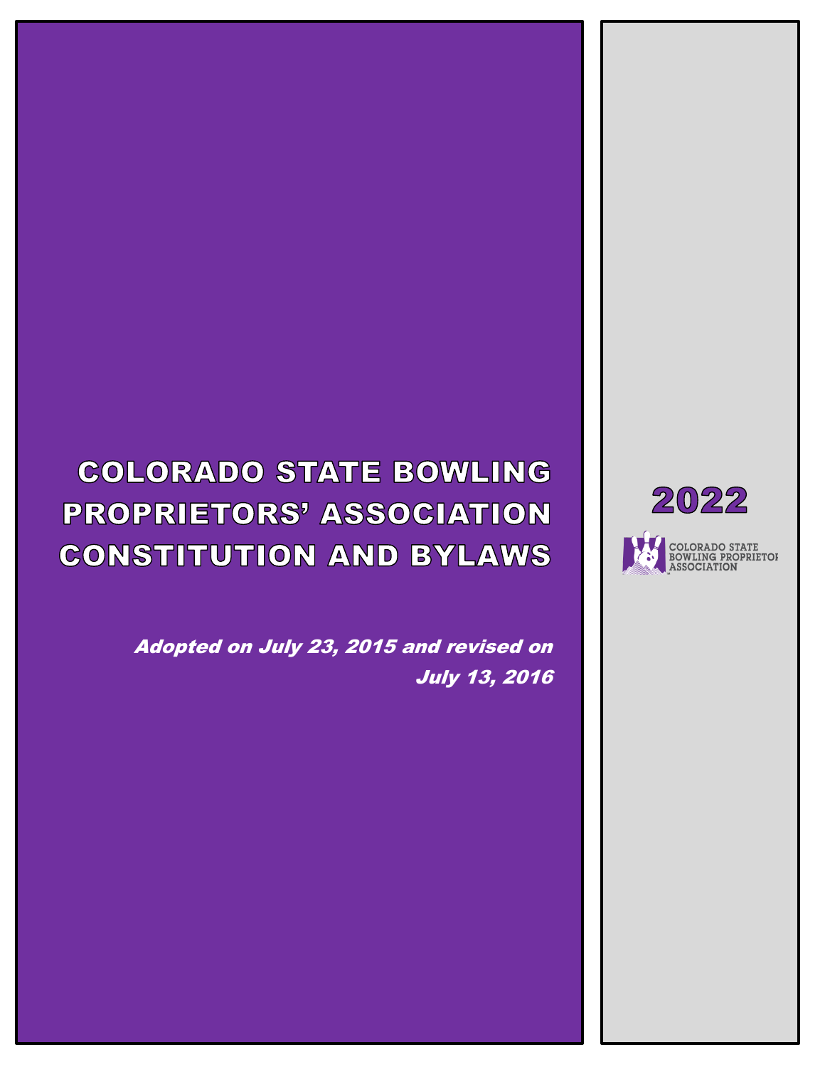# COLORADO STATE BOWLING PROPRIETORS' ASSOCIATION CONSTITUTION AND BYLAWS

*Adopted on July 23, 2015 and revised on July 13, 2016*

**2022**

COLORADO STATE BOWLING PROPRIETORS ASSOCIATION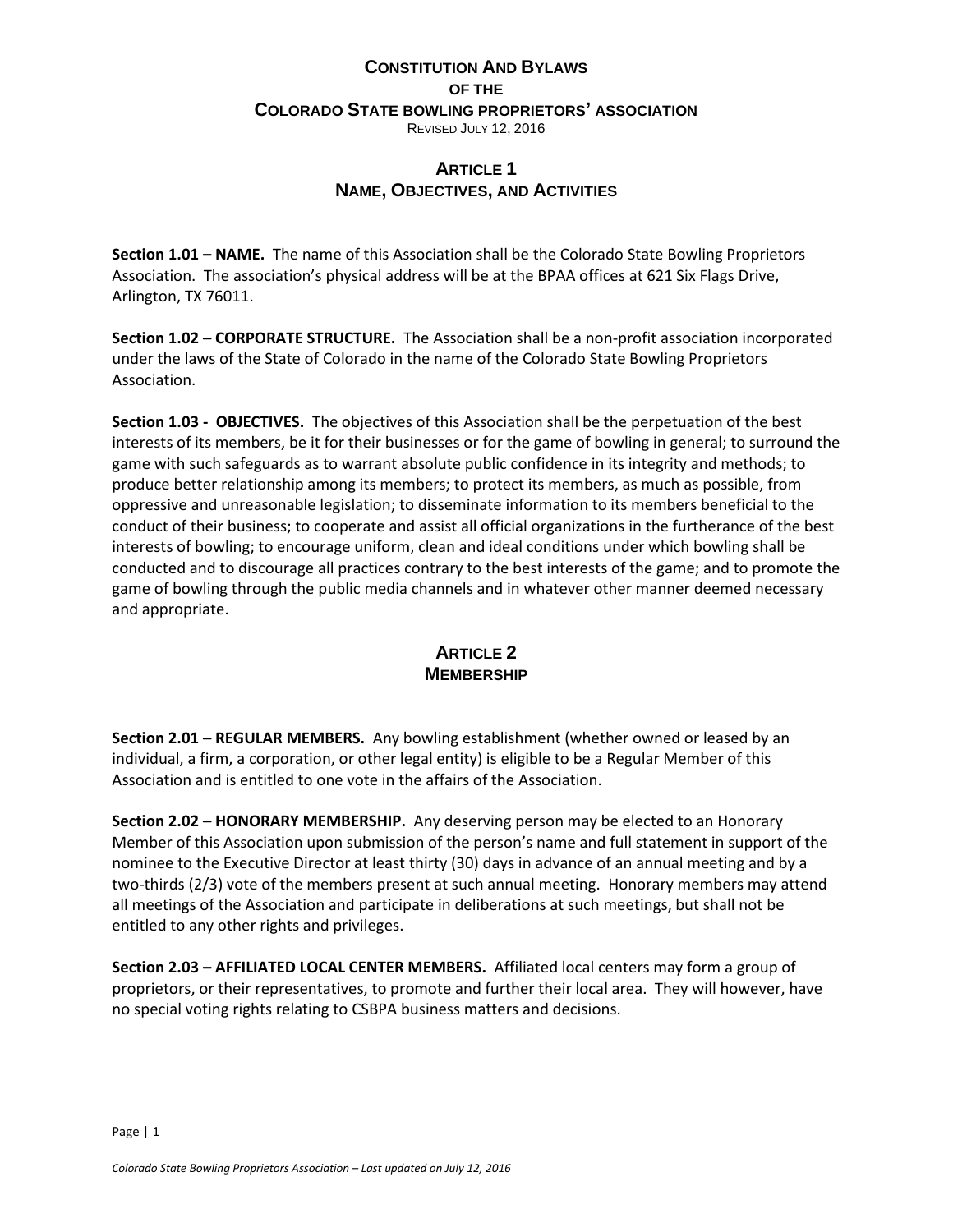# Constitution And Bylaws of the Colorado State Bowling Proprietors' Association

Revised July 12, 2016

## Article 1
## Name, Objectives, and Activities

**Section 1.01 – NAME.** The name of this Association shall be the Colorado State Bowling Proprietors Association. The association's physical address will be at the BPAA offices at 621 Six Flags Drive, Arlington, TX 76011.

**Section 1.02 – CORPORATE STRUCTURE.** The Association shall be a non-profit association incorporated under the laws of the State of Colorado in the name of the Colorado State Bowling Proprietors Association.

**Section 1.03 - OBJECTIVES.** The objectives of this Association shall be the perpetuation of the best interests of its members, be it for their businesses or for the game of bowling in general; to surround the game with such safeguards as to warrant absolute public confidence in its integrity and methods; to produce better relationship among its members; to protect its members, as much as possible, from oppressive and unreasonable legislation; to disseminate information to its members beneficial to the conduct of their business; to cooperate and assist all official organizations in the furtherance of the best interests of bowling; to encourage uniform, clean and ideal conditions under which bowling shall be conducted and to discourage all practices contrary to the best interests of the game; and to promote the game of bowling through the public media channels and in whatever other manner deemed necessary and appropriate.

## Article 2
## Membership

**Section 2.01 – REGULAR MEMBERS.** Any bowling establishment (whether owned or leased by an individual, a firm, a corporation, or other legal entity) is eligible to be a Regular Member of this Association and is entitled to one vote in the affairs of the Association.

**Section 2.02 – HONORARY MEMBERSHIP.** Any deserving person may be elected to an Honorary Member of this Association upon submission of the person's name and full statement in support of the nominee to the Executive Director at least thirty (30) days in advance of an annual meeting and by a two-thirds (2/3) vote of the members present at such annual meeting. Honorary members may attend all meetings of the Association and participate in deliberations at such meetings, but shall not be entitled to any other rights and privileges.

**Section 2.03 – AFFILIATED LOCAL CENTER MEMBERS.** Affiliated local centers may form a group of proprietors, or their representatives, to promote and further their local area. They will however, have no special voting rights relating to CSBPA business matters and decisions.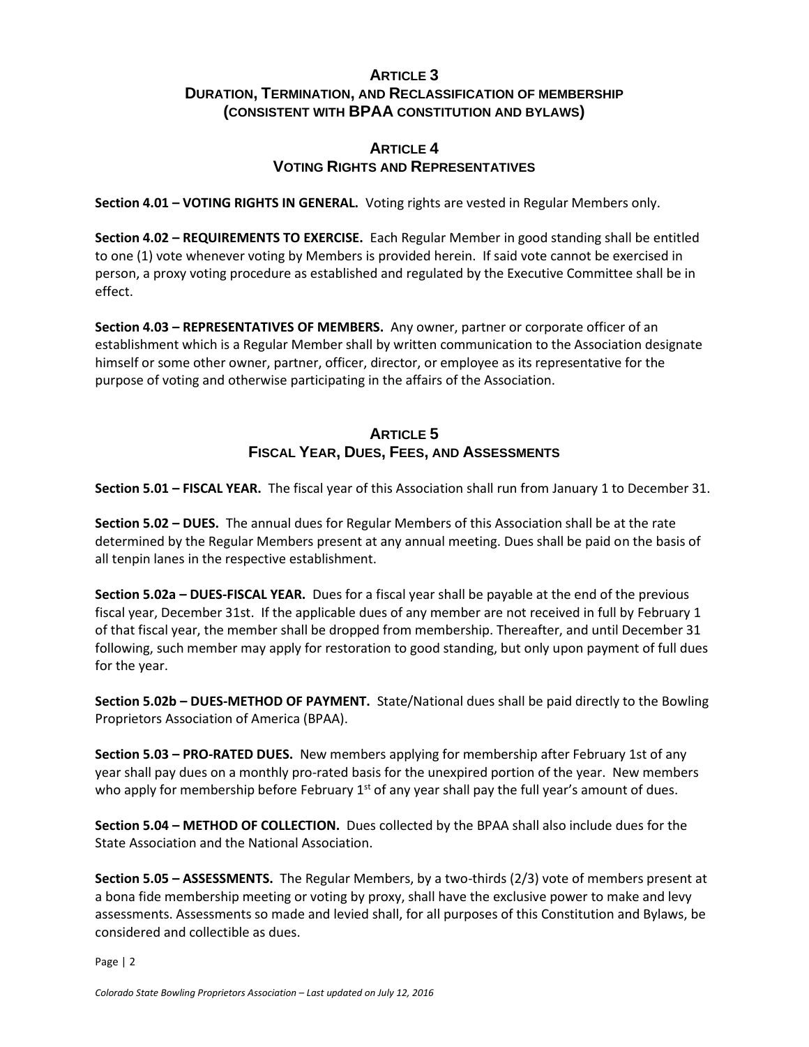## ARTICLE 3
## DURATION, TERMINATION, AND RECLASSIFICATION OF MEMBERSHIP (CONSISTENT WITH BPAA CONSTITUTION AND BYLAWS)

## ARTICLE 4
## VOTING RIGHTS AND REPRESENTATIVES

**Section 4.01 – VOTING RIGHTS IN GENERAL.** Voting rights are vested in Regular Members only.

**Section 4.02 – REQUIREMENTS TO EXERCISE.** Each Regular Member in good standing shall be entitled to one (1) vote whenever voting by Members is provided herein. If said vote cannot be exercised in person, a proxy voting procedure as established and regulated by the Executive Committee shall be in effect.

**Section 4.03 – REPRESENTATIVES OF MEMBERS.** Any owner, partner or corporate officer of an establishment which is a Regular Member shall by written communication to the Association designate himself or some other owner, partner, officer, director, or employee as its representative for the purpose of voting and otherwise participating in the affairs of the Association.

## ARTICLE 5
## FISCAL YEAR, DUES, FEES, AND ASSESSMENTS

**Section 5.01 – FISCAL YEAR.** The fiscal year of this Association shall run from January 1 to December 31.

**Section 5.02 – DUES.** The annual dues for Regular Members of this Association shall be at the rate determined by the Regular Members present at any annual meeting. Dues shall be paid on the basis of all tenpin lanes in the respective establishment.

**Section 5.02a – DUES-FISCAL YEAR.** Dues for a fiscal year shall be payable at the end of the previous fiscal year, December 31st. If the applicable dues of any member are not received in full by February 1 of that fiscal year, the member shall be dropped from membership. Thereafter, and until December 31 following, such member may apply for restoration to good standing, but only upon payment of full dues for the year.

**Section 5.02b – DUES-METHOD OF PAYMENT.** State/National dues shall be paid directly to the Bowling Proprietors Association of America (BPAA).

**Section 5.03 – PRO-RATED DUES.** New members applying for membership after February 1st of any year shall pay dues on a monthly pro-rated basis for the unexpired portion of the year. New members who apply for membership before February 1st of any year shall pay the full year's amount of dues.

**Section 5.04 – METHOD OF COLLECTION.** Dues collected by the BPAA shall also include dues for the State Association and the National Association.

**Section 5.05 – ASSESSMENTS.** The Regular Members, by a two-thirds (2/3) vote of members present at a bona fide membership meeting or voting by proxy, shall have the exclusive power to make and levy assessments. Assessments so made and levied shall, for all purposes of this Constitution and Bylaws, be considered and collectible as dues.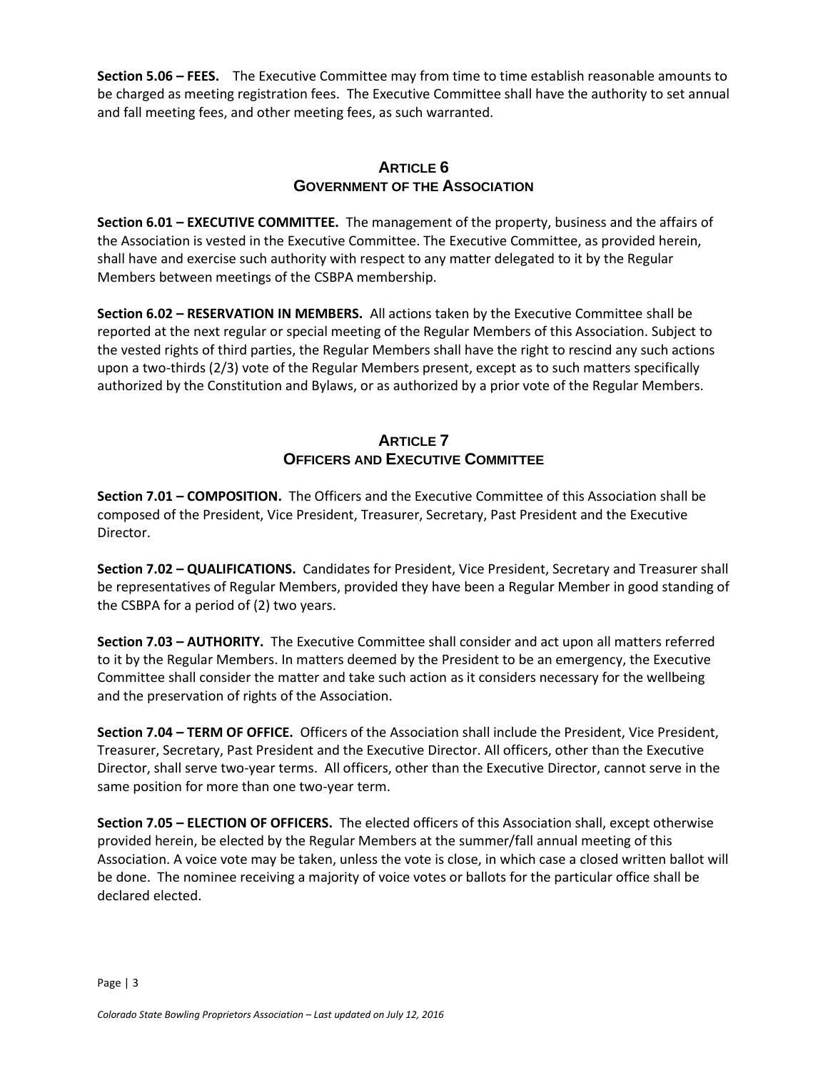**Section 5.06 – FEES.** The Executive Committee may from time to time establish reasonable amounts to be charged as meeting registration fees. The Executive Committee shall have the authority to set annual and fall meeting fees, and other meeting fees, as such warranted.

## ARTICLE 6
## GOVERNMENT OF THE ASSOCIATION

**Section 6.01 – EXECUTIVE COMMITTEE.** The management of the property, business and the affairs of the Association is vested in the Executive Committee. The Executive Committee, as provided herein, shall have and exercise such authority with respect to any matter delegated to it by the Regular Members between meetings of the CSBPA membership.

**Section 6.02 – RESERVATION IN MEMBERS.** All actions taken by the Executive Committee shall be reported at the next regular or special meeting of the Regular Members of this Association. Subject to the vested rights of third parties, the Regular Members shall have the right to rescind any such actions upon a two-thirds (2/3) vote of the Regular Members present, except as to such matters specifically authorized by the Constitution and Bylaws, or as authorized by a prior vote of the Regular Members.

## ARTICLE 7
## OFFICERS AND EXECUTIVE COMMITTEE

**Section 7.01 – COMPOSITION.** The Officers and the Executive Committee of this Association shall be composed of the President, Vice President, Treasurer, Secretary, Past President and the Executive Director.

**Section 7.02 – QUALIFICATIONS.** Candidates for President, Vice President, Secretary and Treasurer shall be representatives of Regular Members, provided they have been a Regular Member in good standing of the CSBPA for a period of (2) two years.

**Section 7.03 – AUTHORITY.** The Executive Committee shall consider and act upon all matters referred to it by the Regular Members. In matters deemed by the President to be an emergency, the Executive Committee shall consider the matter and take such action as it considers necessary for the wellbeing and the preservation of rights of the Association.

**Section 7.04 – TERM OF OFFICE.** Officers of the Association shall include the President, Vice President, Treasurer, Secretary, Past President and the Executive Director. All officers, other than the Executive Director, shall serve two-year terms. All officers, other than the Executive Director, cannot serve in the same position for more than one two-year term.

**Section 7.05 – ELECTION OF OFFICERS.** The elected officers of this Association shall, except otherwise provided herein, be elected by the Regular Members at the summer/fall annual meeting of this Association. A voice vote may be taken, unless the vote is close, in which case a closed written ballot will be done. The nominee receiving a majority of voice votes or ballots for the particular office shall be declared elected.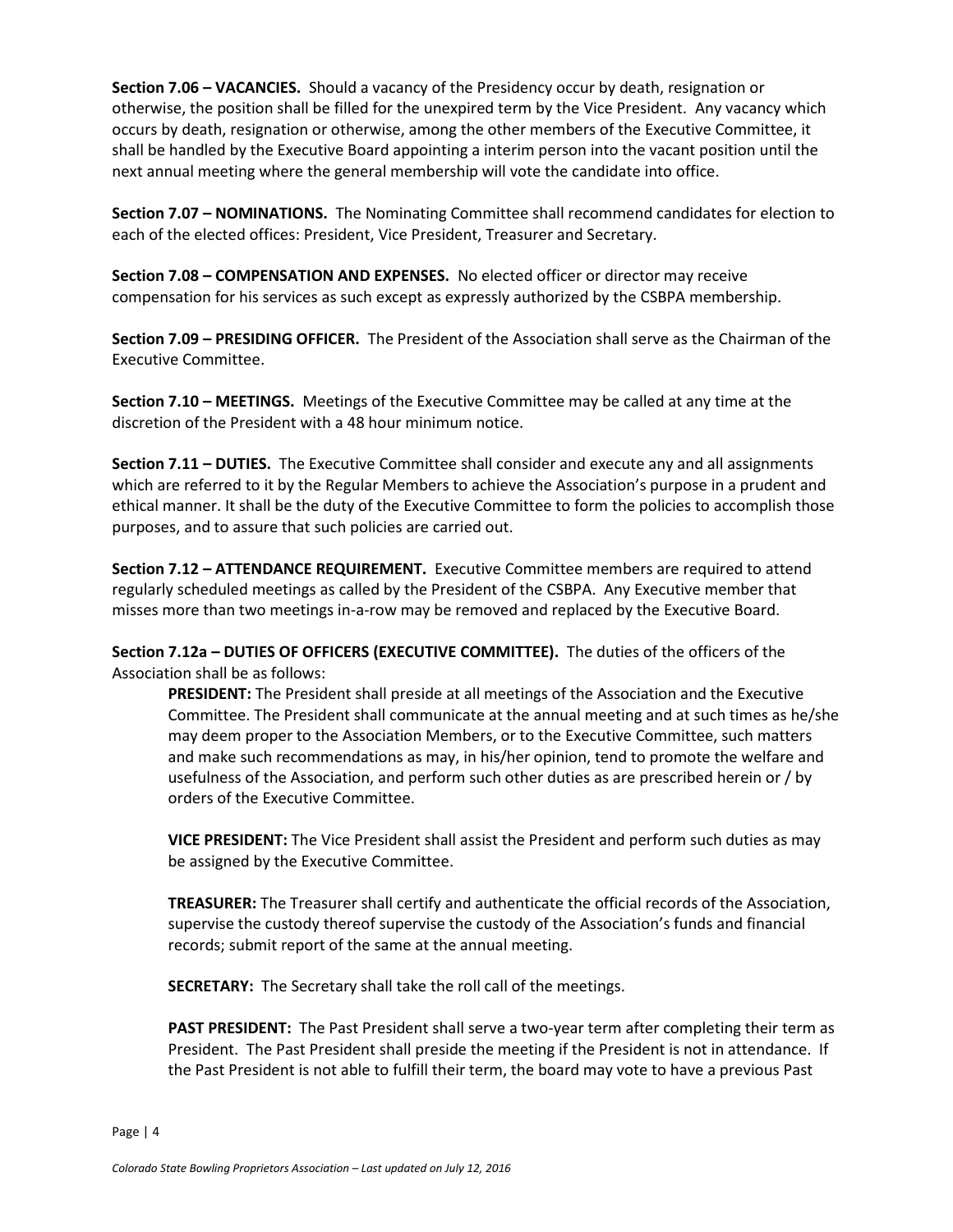**Section 7.06 – VACANCIES.** Should a vacancy of the Presidency occur by death, resignation or otherwise, the position shall be filled for the unexpired term by the Vice President. Any vacancy which occurs by death, resignation or otherwise, among the other members of the Executive Committee, it shall be handled by the Executive Board appointing a interim person into the vacant position until the next annual meeting where the general membership will vote the candidate into office.

**Section 7.07 – NOMINATIONS.** The Nominating Committee shall recommend candidates for election to each of the elected offices: President, Vice President, Treasurer and Secretary.

**Section 7.08 – COMPENSATION AND EXPENSES.** No elected officer or director may receive compensation for his services as such except as expressly authorized by the CSBPA membership.

**Section 7.09 – PRESIDING OFFICER.** The President of the Association shall serve as the Chairman of the Executive Committee.

**Section 7.10 – MEETINGS.** Meetings of the Executive Committee may be called at any time at the discretion of the President with a 48 hour minimum notice.

**Section 7.11 – DUTIES.** The Executive Committee shall consider and execute any and all assignments which are referred to it by the Regular Members to achieve the Association's purpose in a prudent and ethical manner. It shall be the duty of the Executive Committee to form the policies to accomplish those purposes, and to assure that such policies are carried out.

**Section 7.12 – ATTENDANCE REQUIREMENT.** Executive Committee members are required to attend regularly scheduled meetings as called by the President of the CSBPA. Any Executive member that misses more than two meetings in-a-row may be removed and replaced by the Executive Board.

**Section 7.12a – DUTIES OF OFFICERS (EXECUTIVE COMMITTEE).** The duties of the officers of the Association shall be as follows:

> **PRESIDENT:** The President shall preside at all meetings of the Association and the Executive Committee. The President shall communicate at the annual meeting and at such times as he/she may deem proper to the Association Members, or to the Executive Committee, such matters and make such recommendations as may, in his/her opinion, tend to promote the welfare and usefulness of the Association, and perform such other duties as are prescribed herein or / by orders of the Executive Committee.
>
> **VICE PRESIDENT:** The Vice President shall assist the President and perform such duties as may be assigned by the Executive Committee.
>
> **TREASURER:** The Treasurer shall certify and authenticate the official records of the Association, supervise the custody thereof supervise the custody of the Association's funds and financial records; submit report of the same at the annual meeting.
>
> **SECRETARY:** The Secretary shall take the roll call of the meetings.
>
> **PAST PRESIDENT:** The Past President shall serve a two-year term after completing their term as President. The Past President shall preside the meeting if the President is not in attendance. If the Past President is not able to fulfill their term, the board may vote to have a previous Past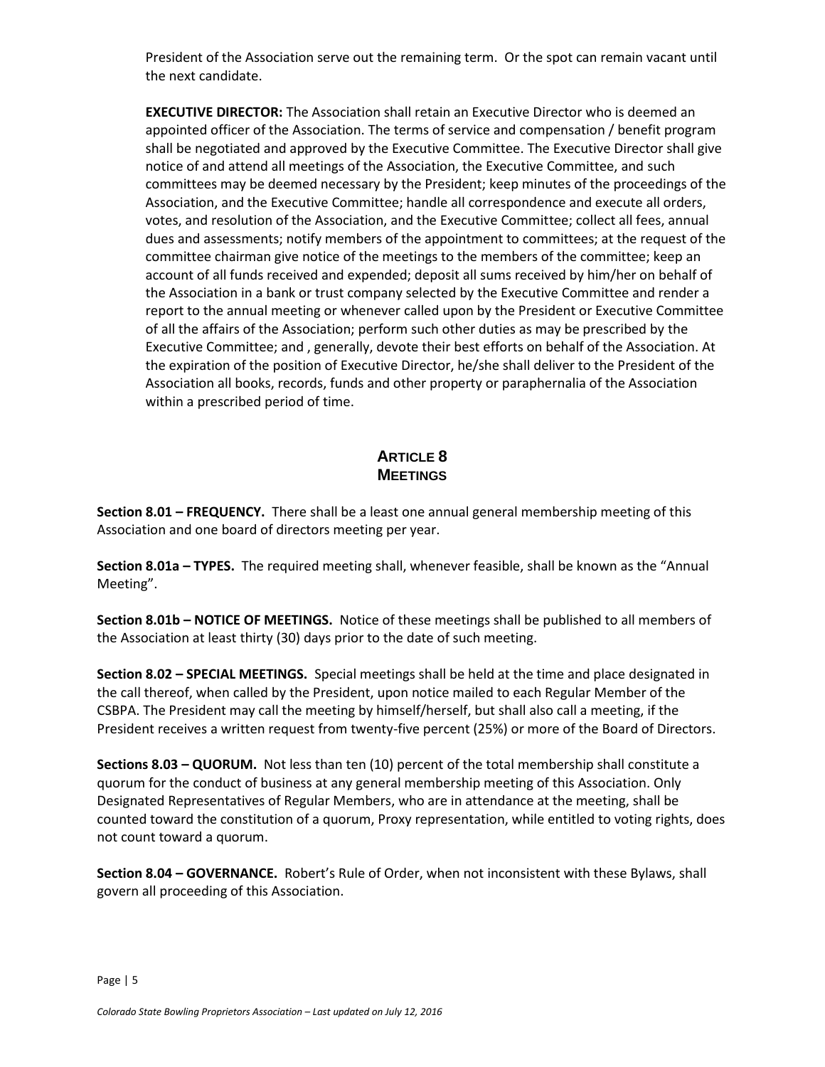President of the Association serve out the remaining term. Or the spot can remain vacant until the next candidate.

**EXECUTIVE DIRECTOR:** The Association shall retain an Executive Director who is deemed an appointed officer of the Association. The terms of service and compensation / benefit program shall be negotiated and approved by the Executive Committee. The Executive Director shall give notice of and attend all meetings of the Association, the Executive Committee, and such committees may be deemed necessary by the President; keep minutes of the proceedings of the Association, and the Executive Committee; handle all correspondence and execute all orders, votes, and resolution of the Association, and the Executive Committee; collect all fees, annual dues and assessments; notify members of the appointment to committees; at the request of the committee chairman give notice of the meetings to the members of the committee; keep an account of all funds received and expended; deposit all sums received by him/her on behalf of the Association in a bank or trust company selected by the Executive Committee and render a report to the annual meeting or whenever called upon by the President or Executive Committee of all the affairs of the Association; perform such other duties as may be prescribed by the Executive Committee; and , generally, devote their best efforts on behalf of the Association. At the expiration of the position of Executive Director, he/she shall deliver to the President of the Association all books, records, funds and other property or paraphernalia of the Association within a prescribed period of time.

## ARTICLE 8
## MEETINGS

**Section 8.01 – FREQUENCY.** There shall be a least one annual general membership meeting of this Association and one board of directors meeting per year.

**Section 8.01a – TYPES.** The required meeting shall, whenever feasible, shall be known as the "Annual Meeting".

**Section 8.01b – NOTICE OF MEETINGS.** Notice of these meetings shall be published to all members of the Association at least thirty (30) days prior to the date of such meeting.

**Section 8.02 – SPECIAL MEETINGS.** Special meetings shall be held at the time and place designated in the call thereof, when called by the President, upon notice mailed to each Regular Member of the CSBPA. The President may call the meeting by himself/herself, but shall also call a meeting, if the President receives a written request from twenty-five percent (25%) or more of the Board of Directors.

**Sections 8.03 – QUORUM.** Not less than ten (10) percent of the total membership shall constitute a quorum for the conduct of business at any general membership meeting of this Association. Only Designated Representatives of Regular Members, who are in attendance at the meeting, shall be counted toward the constitution of a quorum, Proxy representation, while entitled to voting rights, does not count toward a quorum.

**Section 8.04 – GOVERNANCE.** Robert's Rule of Order, when not inconsistent with these Bylaws, shall govern all proceeding of this Association.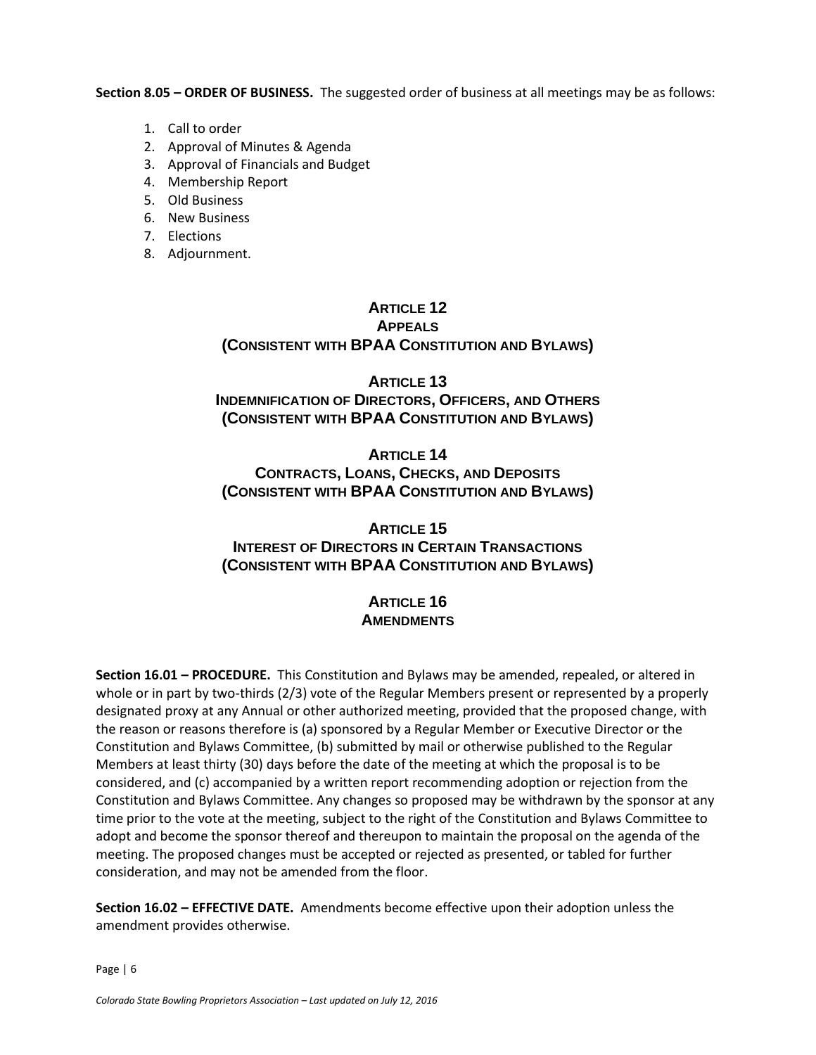**Section 8.05 – ORDER OF BUSINESS.** The suggested order of business at all meetings may be as follows:

1. Call to order
2. Approval of Minutes & Agenda
3. Approval of Financials and Budget
4. Membership Report
5. Old Business
6. New Business
7. Elections
8. Adjournment.

## ARTICLE 12
## APPEALS
## (CONSISTENT WITH BPAA CONSTITUTION AND BYLAWS)

## ARTICLE 13
## INDEMNIFICATION OF DIRECTORS, OFFICERS, AND OTHERS
## (CONSISTENT WITH BPAA CONSTITUTION AND BYLAWS)

## ARTICLE 14
## CONTRACTS, LOANS, CHECKS, AND DEPOSITS
## (CONSISTENT WITH BPAA CONSTITUTION AND BYLAWS)

## ARTICLE 15
## INTEREST OF DIRECTORS IN CERTAIN TRANSACTIONS
## (CONSISTENT WITH BPAA CONSTITUTION AND BYLAWS)

## ARTICLE 16
## AMENDMENTS

**Section 16.01 – PROCEDURE.** This Constitution and Bylaws may be amended, repealed, or altered in whole or in part by two-thirds (2/3) vote of the Regular Members present or represented by a properly designated proxy at any Annual or other authorized meeting, provided that the proposed change, with the reason or reasons therefore is (a) sponsored by a Regular Member or Executive Director or the Constitution and Bylaws Committee, (b) submitted by mail or otherwise published to the Regular Members at least thirty (30) days before the date of the meeting at which the proposal is to be considered, and (c) accompanied by a written report recommending adoption or rejection from the Constitution and Bylaws Committee. Any changes so proposed may be withdrawn by the sponsor at any time prior to the vote at the meeting, subject to the right of the Constitution and Bylaws Committee to adopt and become the sponsor thereof and thereupon to maintain the proposal on the agenda of the meeting. The proposed changes must be accepted or rejected as presented, or tabled for further consideration, and may not be amended from the floor.

**Section 16.02 – EFFECTIVE DATE.** Amendments become effective upon their adoption unless the amendment provides otherwise.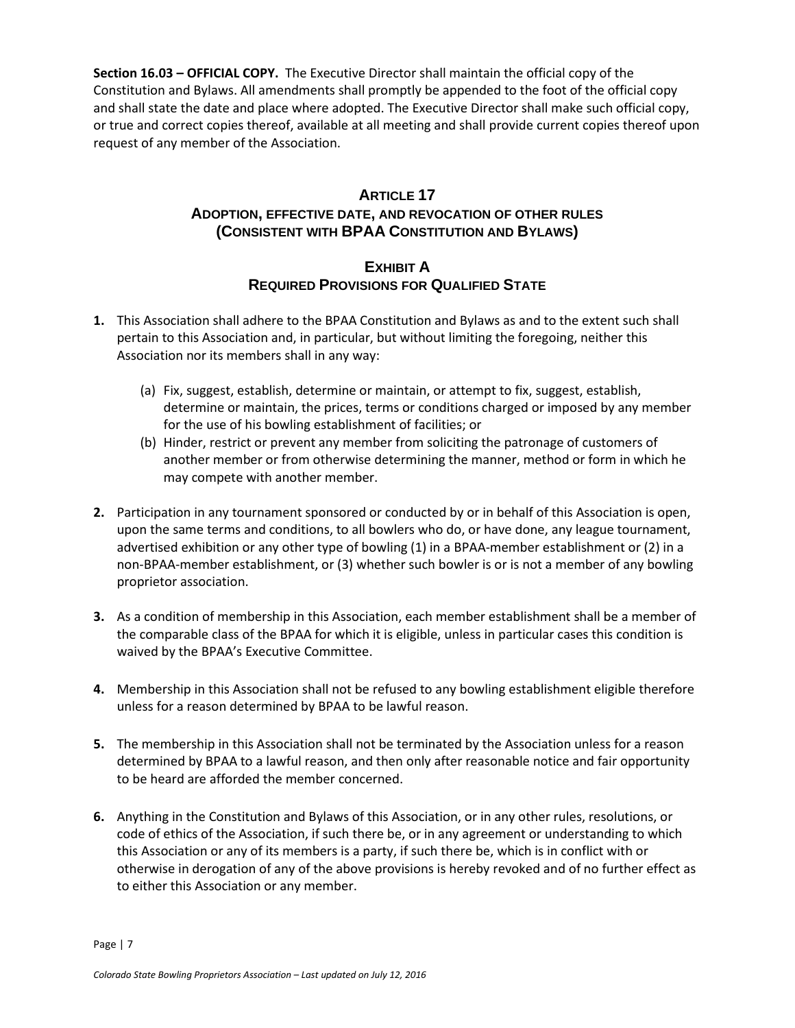**Section 16.03 – OFFICIAL COPY.** The Executive Director shall maintain the official copy of the Constitution and Bylaws. All amendments shall promptly be appended to the foot of the official copy and shall state the date and place where adopted. The Executive Director shall make such official copy, or true and correct copies thereof, available at all meeting and shall provide current copies thereof upon request of any member of the Association.

## ARTICLE 17
## ADOPTION, EFFECTIVE DATE, AND REVOCATION OF OTHER RULES (CONSISTENT WITH BPAA CONSTITUTION AND BYLAWS)

## EXHIBIT A
## REQUIRED PROVISIONS FOR QUALIFIED STATE

1. This Association shall adhere to the BPAA Constitution and Bylaws as and to the extent such shall pertain to this Association and, in particular, but without limiting the foregoing, neither this Association nor its members shall in any way:

   (a) Fix, suggest, establish, determine or maintain, or attempt to fix, suggest, establish, determine or maintain, the prices, terms or conditions charged or imposed by any member for the use of his bowling establishment of facilities; or

   (b) Hinder, restrict or prevent any member from soliciting the patronage of customers of another member or from otherwise determining the manner, method or form in which he may compete with another member.

2. Participation in any tournament sponsored or conducted by or in behalf of this Association is open, upon the same terms and conditions, to all bowlers who do, or have done, any league tournament, advertised exhibition or any other type of bowling (1) in a BPAA-member establishment or (2) in a non-BPAA-member establishment, or (3) whether such bowler is or is not a member of any bowling proprietor association.

3. As a condition of membership in this Association, each member establishment shall be a member of the comparable class of the BPAA for which it is eligible, unless in particular cases this condition is waived by the BPAA's Executive Committee.

4. Membership in this Association shall not be refused to any bowling establishment eligible therefore unless for a reason determined by BPAA to be lawful reason.

5. The membership in this Association shall not be terminated by the Association unless for a reason determined by BPAA to a lawful reason, and then only after reasonable notice and fair opportunity to be heard are afforded the member concerned.

6. Anything in the Constitution and Bylaws of this Association, or in any other rules, resolutions, or code of ethics of the Association, if such there be, or in any agreement or understanding to which this Association or any of its members is a party, if such there be, which is in conflict with or otherwise in derogation of any of the above provisions is hereby revoked and of no further effect as to either this Association or any member.